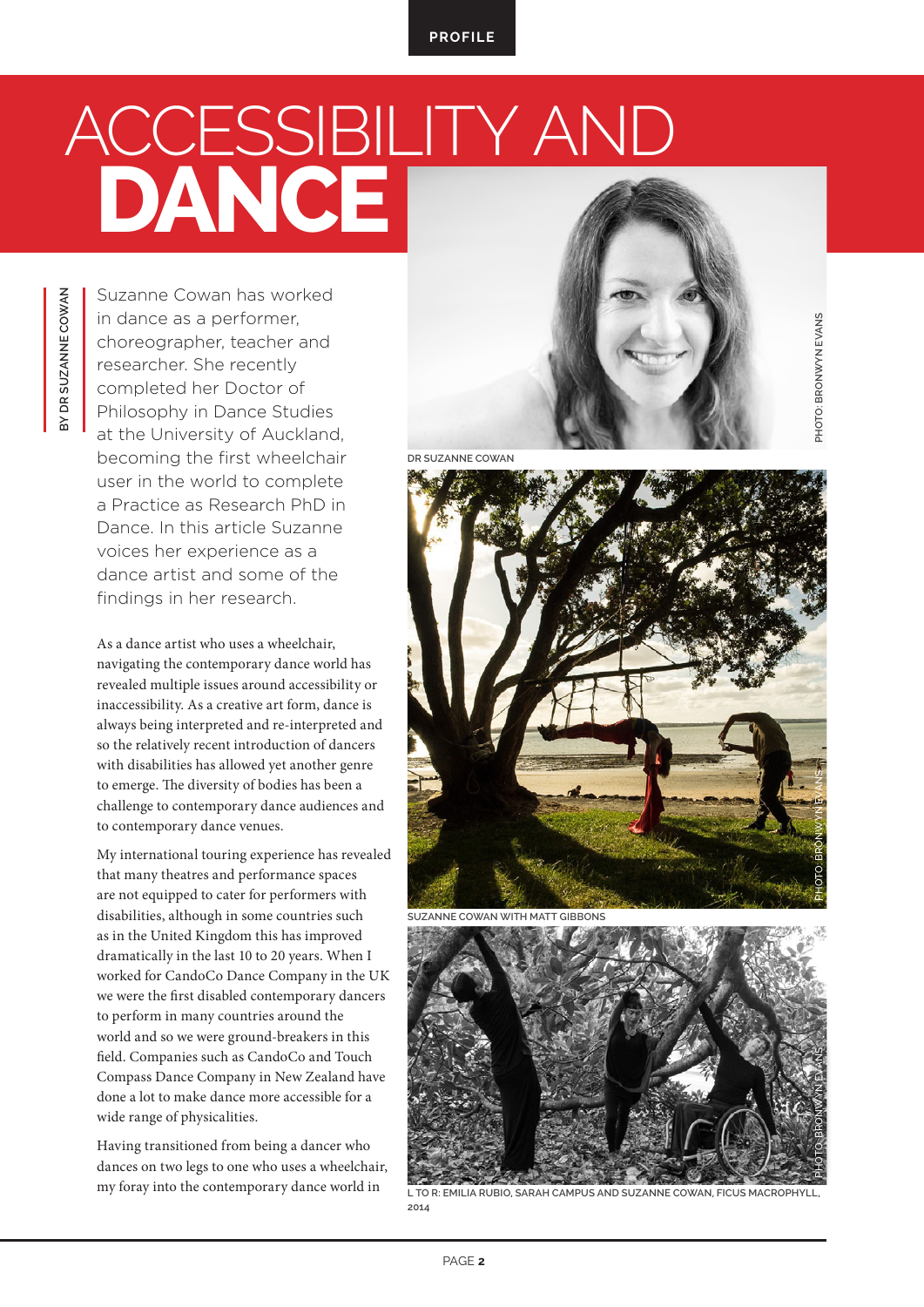# ACCESSIBILITY AND DANCE

BY DR SUZANNE COWAN

Suzanne Cowan has worked in dance as a performer, choreographer, teacher and researcher. She recently completed her Doctor of Philosophy in Dance Studies at the University of Auckland, becoming the first wheelchair user in the world to complete a Practice as Research PhD in Dance. In this article Suzanne voices her experience as a dance artist and some of the findings in her research.

As a dance artist who uses a wheelchair, navigating the contemporary dance world has revealed multiple issues around accessibility or inaccessibility. As a creative art form, dance is always being interpreted and re-interpreted and so the relatively recent introduction of dancers with disabilities has allowed yet another genre to emerge. The diversity of bodies has been a challenge to contemporary dance audiences and to contemporary dance venues.

My international touring experience has revealed that many theatres and performance spaces are not equipped to cater for performers with disabilities, although in some countries such as in the United Kingdom this has improved dramatically in the last 10 to 20 years. When I worked for CandoCo Dance Company in the UK we were the first disabled contemporary dancers to perform in many countries around the world and so we were ground-breakers in this field. Companies such as CandoCo and Touch Compass Dance Company in New Zealand have done a lot to make dance more accessible for a wide range of physicalities.

Having transitioned from being a dancer who dances on two legs to one who uses a wheelchair, my foray into the contemporary dance world in

DR SUZANNE COWAN

PHOTO: BRONWYN EVANS

SUZANNE COWAN WITH MATT GIBBONS

PHOTO: BRONWYN EVANS

L TO R: EMILIA RUBIO, SARAH CAMPUS AND SUZANNE COWAN, FICUS MACROPHYLL, 2014

PHOTO: BRONWYN EVANS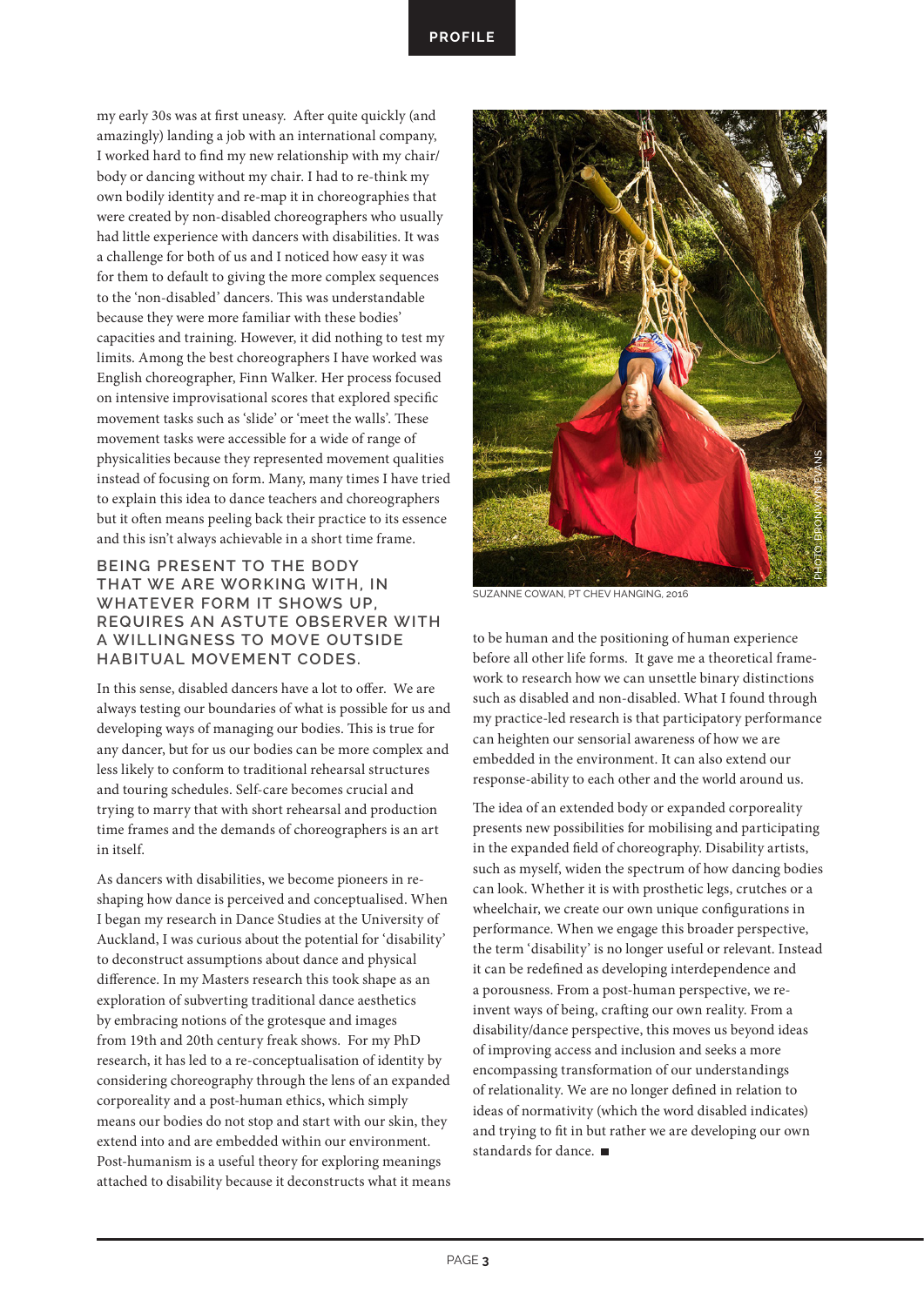my early 30s was at first uneasy. After quite quickly (and amazingly) landing a job with an international company, I worked hard to find my new relationship with my chair/body or dancing without my chair. I had to re-think my own bodily identity and re-map it in choreographies that were created by non-disabled choreographers who usually had little experience with dancers with disabilities. It was a challenge for both of us and I noticed how easy it was for them to default to giving the more complex sequences to the 'non-disabled' dancers. This was understandable because they were more familiar with these bodies' capacities and training. However, it did nothing to test my limits. Among the best choreographers I have worked was English choreographer, Finn Walker. Her process focused on intensive improvisational scores that explored specific movement tasks such as 'slide' or 'meet the walls'. These movement tasks were accessible for a wide of range of physicalities because they represented movement qualities instead of focusing on form. Many, many times I have tried to explain this idea to dance teachers and choreographers but it often means peeling back their practice to its essence and this isn't always achievable in a short time frame.

### BEING PRESENT TO THE BODY THAT WE ARE WORKING WITH, IN WHATEVER FORM IT SHOWS UP, REQUIRES AN ASTUTE OBSERVER WITH A WILLINGNESS TO MOVE OUTSIDE HABITUAL MOVEMENT CODES.

In this sense, disabled dancers have a lot to offer. We are always testing our boundaries of what is possible for us and developing ways of managing our bodies. This is true for any dancer, but for us our bodies can be more complex and less likely to conform to traditional rehearsal structures and touring schedules. Self-care becomes crucial and trying to marry that with short rehearsal and production time frames and the demands of choreographers is an art in itself.

As dancers with disabilities, we become pioneers in re-shaping how dance is perceived and conceptualised. When I began my research in Dance Studies at the University of Auckland, I was curious about the potential for 'disability' to deconstruct assumptions about dance and physical difference. In my Masters research this took shape as an exploration of subverting traditional dance aesthetics by embracing notions of the grotesque and images from 19th and 20th century freak shows. For my PhD research, it has led to a re-conceptualisation of identity by considering choreography through the lens of an expanded corporeality and a post-human ethics, which simply means our bodies do not stop and start with our skin, they extend into and are embedded within our environment. Post-humanism is a useful theory for exploring meanings attached to disability because it deconstructs what it means to be human and the positioning of human experience before all other life forms. It gave me a theoretical framework to research how we can unsettle binary distinctions such as disabled and non-disabled. What I found through my practice-led research is that participatory performance can heighten our sensorial awareness of how we are embedded in the environment. It can also extend our response-ability to each other and the world around us.

PHOTO: BRONWYN EVANS

SUZANNE COWAN, PT CHEV HANGING, 2016

The idea of an extended body or expanded corporeality presents new possibilities for mobilising and participating in the expanded field of choreography. Disability artists, such as myself, widen the spectrum of how dancing bodies can look. Whether it is with prosthetic legs, crutches or a wheelchair, we create our own unique configurations in performance. When we engage this broader perspective, the term 'disability' is no longer useful or relevant. Instead it can be redefined as developing interdependence and a porousness. From a post-human perspective, we re-invent ways of being, crafting our own reality. From a disability/dance perspective, this moves us beyond ideas of improving access and inclusion and seeks a more encompassing transformation of our understandings of relationality. We are no longer defined in relation to ideas of normativity (which the word disabled indicates) and trying to fit in but rather we are developing our own standards for dance. ■